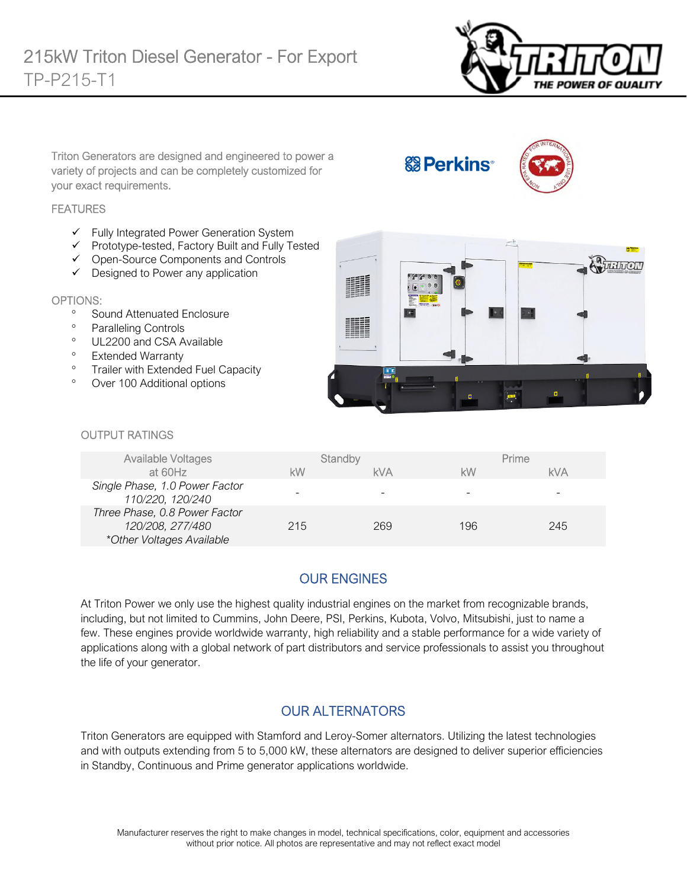# 215kW Triton Diesel Generator - For Export
## TP-P215-T1

Triton Generators are designed and engineered to power a variety of projects and can be completely customized for your exact requirements.

### FEATURES

- ✓ Fully Integrated Power Generation System
- ✓ Prototype-tested, Factory Built and Fully Tested
- ✓ Open-Source Components and Controls
- ✓ Designed to Power any application

### OPTIONS:

- Sound Attenuated Enclosure
- Paralleling Controls
- UL2200 and CSA Available
- Extended Warranty
- Trailer with Extended Fuel Capacity
- Over 100 Additional options

### OUTPUT RATINGS

| Available Voltages at 60Hz | Standby | | Prime | |
|---|---|---|---|---|
| | kW | kVA | kW | kVA |
| *Single Phase, 1.0 Power Factor 110/220, 120/240* | - | - | - | - |
| *Three Phase, 0.8 Power Factor 120/208, 277/480 \*Other Voltages Available* | 215 | 269 | 196 | 245 |

## OUR ENGINES

At Triton Power we only use the highest quality industrial engines on the market from recognizable brands, including, but not limited to Cummins, John Deere, PSI, Perkins, Kubota, Volvo, Mitsubishi, just to name a few. These engines provide worldwide warranty, high reliability and a stable performance for a wide variety of applications along with a global network of part distributors and service professionals to assist you throughout the life of your generator.

## OUR ALTERNATORS

Triton Generators are equipped with Stamford and Leroy-Somer alternators. Utilizing the latest technologies and with outputs extending from 5 to 5,000 kW, these alternators are designed to deliver superior efficiencies in Standby, Continuous and Prime generator applications worldwide.

Manufacturer reserves the right to make changes in model, technical specifications, color, equipment and accessories without prior notice. All photos are representative and may not reflect exact model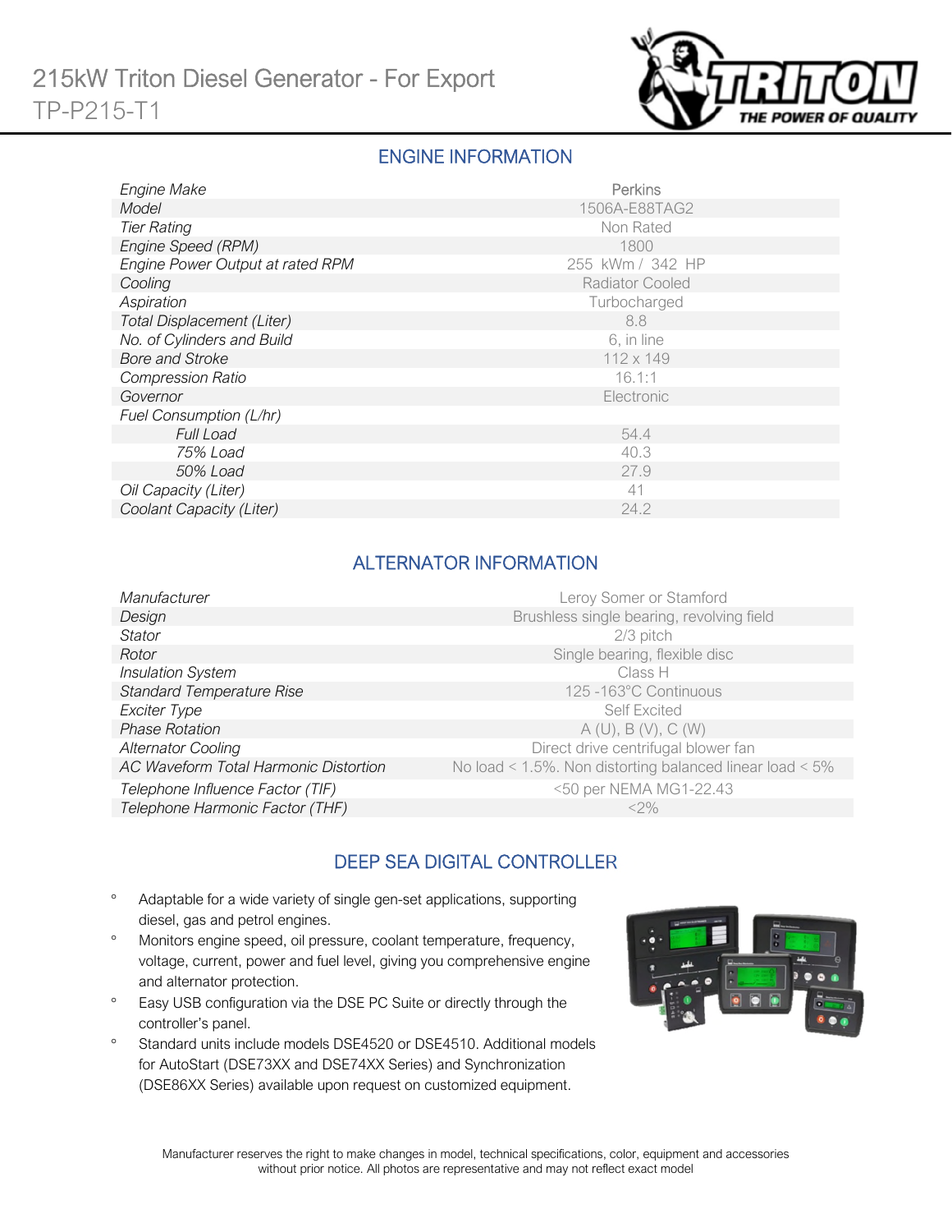# 215kW Triton Diesel Generator - For Export
## TP-P215-T1

## ENGINE INFORMATION

| | |
|---|---|
| *Engine Make* | Perkins |
| *Model* | 1506A-E88TAG2 |
| *Tier Rating* | Non Rated |
| *Engine Speed (RPM)* | 1800 |
| *Engine Power Output at rated RPM* | 255 kWm / 342 HP |
| *Cooling* | Radiator Cooled |
| *Aspiration* | Turbocharged |
| *Total Displacement (Liter)* | 8.8 |
| *No. of Cylinders and Build* | 6, in line |
| *Bore and Stroke* | 112 x 149 |
| *Compression Ratio* | 16.1:1 |
| *Governor* | Electronic |
| *Fuel Consumption (L/hr)* | |
| *Full Load* | 54.4 |
| *75% Load* | 40.3 |
| *50% Load* | 27.9 |
| *Oil Capacity (Liter)* | 41 |
| *Coolant Capacity (Liter)* | 24.2 |

## ALTERNATOR INFORMATION

| | |
|---|---|
| *Manufacturer* | Leroy Somer or Stamford |
| *Design* | Brushless single bearing, revolving field |
| *Stator* | 2/3 pitch |
| *Rotor* | Single bearing, flexible disc |
| *Insulation System* | Class H |
| *Standard Temperature Rise* | 125 -163°C Continuous |
| *Exciter Type* | Self Excited |
| *Phase Rotation* | A (U), B (V), C (W) |
| *Alternator Cooling* | Direct drive centrifugal blower fan |
| *AC Waveform Total Harmonic Distortion* | No load < 1.5%. Non distorting balanced linear load < 5% |
| *Telephone Influence Factor (TIF)* | <50 per NEMA MG1-22.43 |
| *Telephone Harmonic Factor (THF)* | <2% |

## DEEP SEA DIGITAL CONTROLLER

- Adaptable for a wide variety of single gen-set applications, supporting diesel, gas and petrol engines.
- Monitors engine speed, oil pressure, coolant temperature, frequency, voltage, current, power and fuel level, giving you comprehensive engine and alternator protection.
- Easy USB configuration via the DSE PC Suite or directly through the controller's panel.
- Standard units include models DSE4520 or DSE4510. Additional models for AutoStart (DSE73XX and DSE74XX Series) and Synchronization (DSE86XX Series) available upon request on customized equipment.

Manufacturer reserves the right to make changes in model, technical specifications, color, equipment and accessories without prior notice. All photos are representative and may not reflect exact model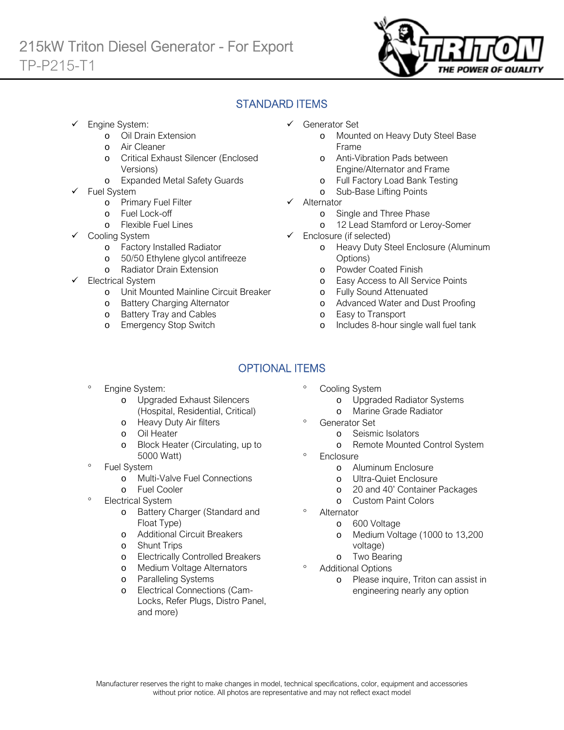# 215kW Triton Diesel Generator - For Export

TP-P215-T1

## STANDARD ITEMS

- Engine System:
  - Oil Drain Extension
  - Air Cleaner
  - Critical Exhaust Silencer (Enclosed Versions)
  - Expanded Metal Safety Guards
- Fuel System
  - Primary Fuel Filter
  - Fuel Lock-off
  - Flexible Fuel Lines
- Cooling System
  - Factory Installed Radiator
  - 50/50 Ethylene glycol antifreeze
  - Radiator Drain Extension
- Electrical System
  - Unit Mounted Mainline Circuit Breaker
  - Battery Charging Alternator
  - Battery Tray and Cables
  - Emergency Stop Switch
- Generator Set
  - Mounted on Heavy Duty Steel Base Frame
  - Anti-Vibration Pads between Engine/Alternator and Frame
  - Full Factory Load Bank Testing
  - Sub-Base Lifting Points
- Alternator
  - Single and Three Phase
  - 12 Lead Stamford or Leroy-Somer
- Enclosure (if selected)
  - Heavy Duty Steel Enclosure (Aluminum Options)
  - Powder Coated Finish
  - Easy Access to All Service Points
  - Fully Sound Attenuated
  - Advanced Water and Dust Proofing
  - Easy to Transport
  - Includes 8-hour single wall fuel tank

## OPTIONAL ITEMS

- Engine System:
  - Upgraded Exhaust Silencers (Hospital, Residential, Critical)
  - Heavy Duty Air filters
  - Oil Heater
  - Block Heater (Circulating, up to 5000 Watt)
- Fuel System
  - Multi-Valve Fuel Connections
  - Fuel Cooler
- Electrical System
  - Battery Charger (Standard and Float Type)
  - Additional Circuit Breakers
  - Shunt Trips
  - Electrically Controlled Breakers
  - Medium Voltage Alternators
  - Paralleling Systems
  - Electrical Connections (Cam-Locks, Refer Plugs, Distro Panel, and more)
- Cooling System
  - Upgraded Radiator Systems
  - Marine Grade Radiator
- Generator Set
  - Seismic Isolators
  - Remote Mounted Control System
- Enclosure
  - Aluminum Enclosure
  - Ultra-Quiet Enclosure
  - 20 and 40' Container Packages
  - Custom Paint Colors
- Alternator
  - 600 Voltage
  - Medium Voltage (1000 to 13,200 voltage)
  - Two Bearing
- Additional Options
  - Please inquire, Triton can assist in engineering nearly any option

Manufacturer reserves the right to make changes in model, technical specifications, color, equipment and accessories without prior notice. All photos are representative and may not reflect exact model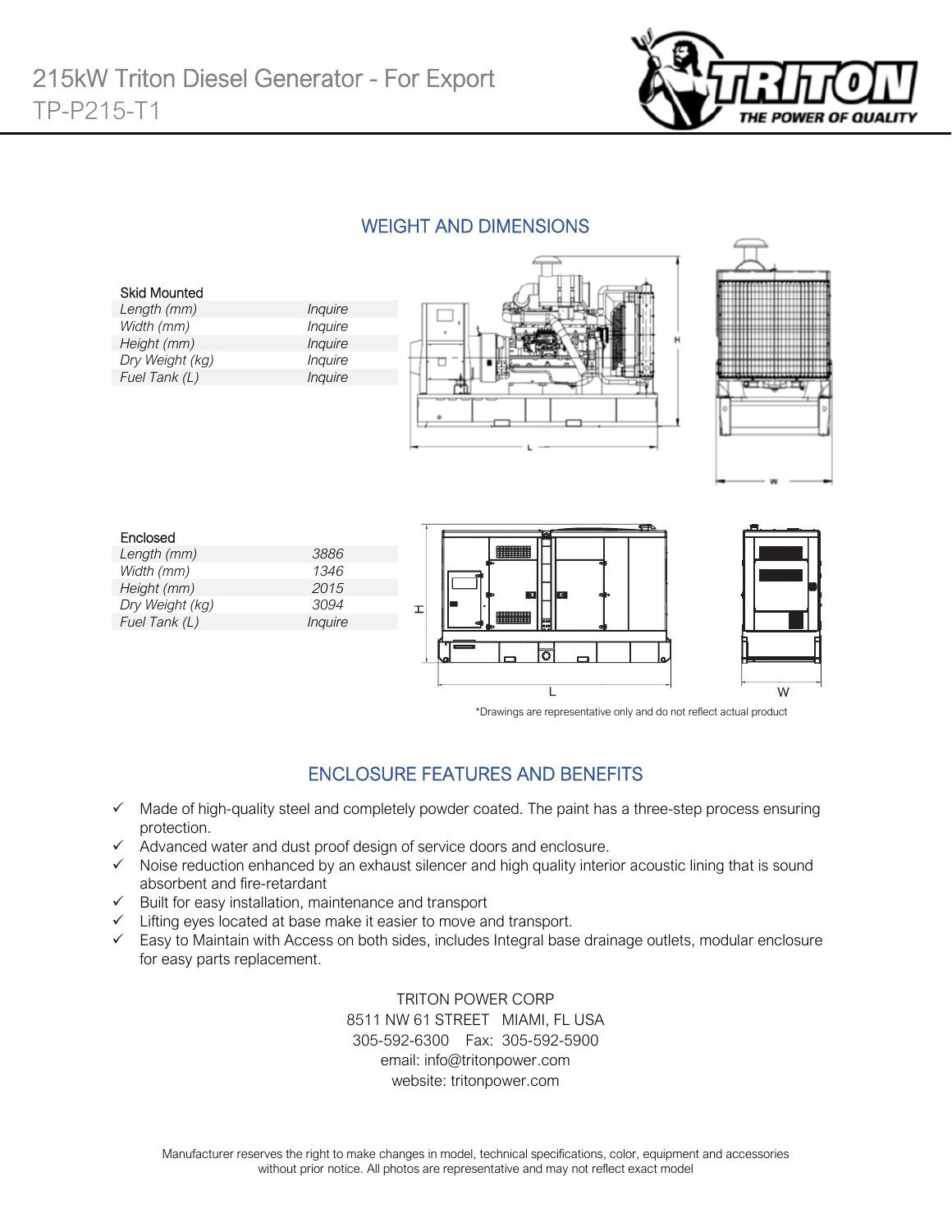# 215kW Triton Diesel Generator - For Export

TP-P215-T1

## WEIGHT AND DIMENSIONS

| Skid Mounted | |
| --- | --- |
| *Length (mm)* | *Inquire* |
| *Width (mm)* | *Inquire* |
| *Height (mm)* | *Inquire* |
| *Dry Weight (kg)* | *Inquire* |
| *Fuel Tank (L)* | *Inquire* |

| Enclosed | |
| --- | --- |
| *Length (mm)* | *3886* |
| *Width (mm)* | *1346* |
| *Height (mm)* | *2015* |
| *Dry Weight (kg)* | *3094* |
| *Fuel Tank (L)* | *Inquire* |

*Drawings are representative only and do not reflect actual product

## ENCLOSURE FEATURES AND BENEFITS

- ✓ Made of high-quality steel and completely powder coated. The paint has a three-step process ensuring protection.
- ✓ Advanced water and dust proof design of service doors and enclosure.
- ✓ Noise reduction enhanced by an exhaust silencer and high quality interior acoustic lining that is sound absorbent and fire-retardant
- ✓ Built for easy installation, maintenance and transport
- ✓ Lifting eyes located at base make it easier to move and transport.
- ✓ Easy to Maintain with Access on both sides, includes Integral base drainage outlets, modular enclosure for easy parts replacement.

TRITON POWER CORP
8511 NW 61 STREET MIAMI, FL USA
305-592-6300 Fax: 305-592-5900
email: info@tritonpower.com
website: tritonpower.com

Manufacturer reserves the right to make changes in model, technical specifications, color, equipment and accessories without prior notice. All photos are representative and may not reflect exact model